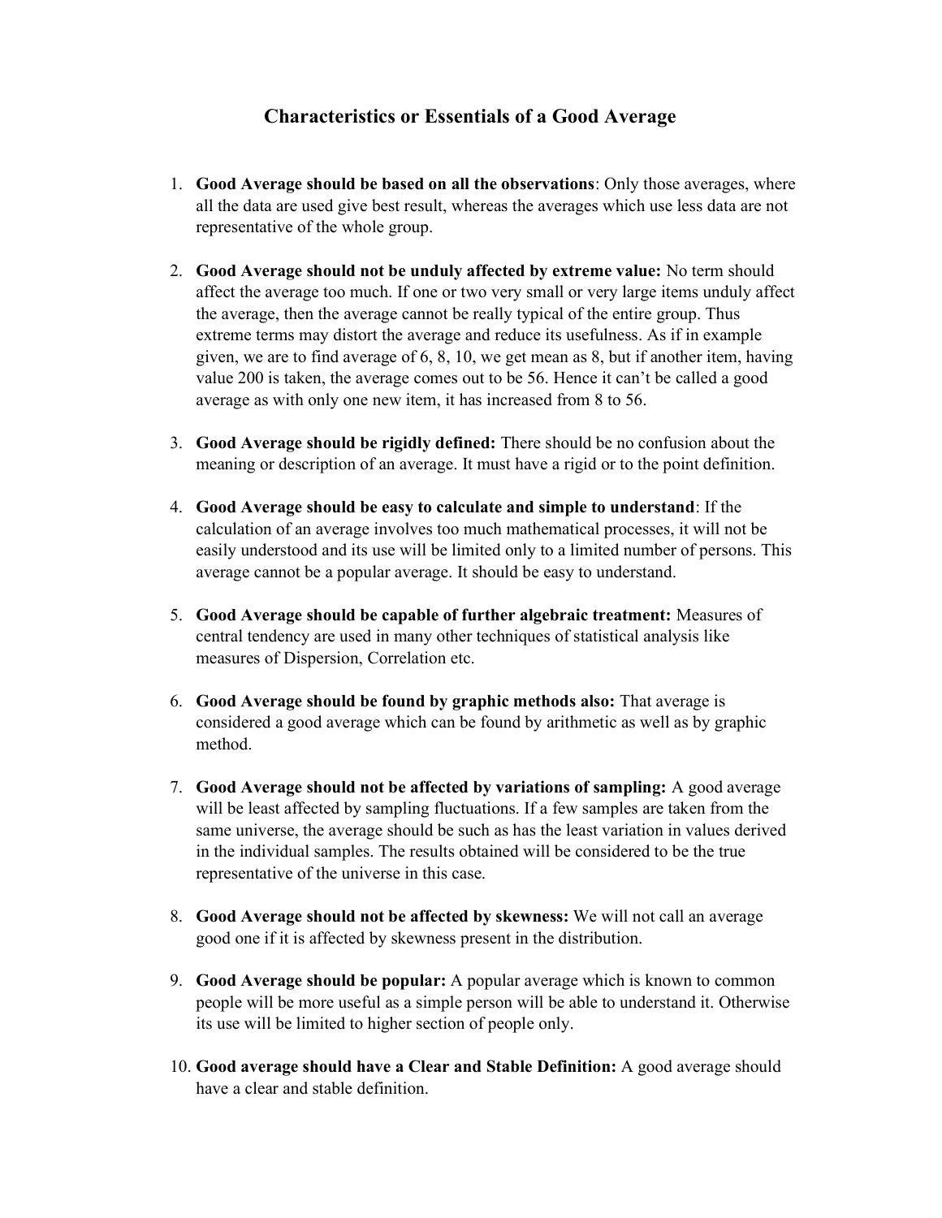# Characteristics or Essentials of a Good Average

1. **Good Average should be based on all the observations**: Only those averages, where all the data are used give best result, whereas the averages which use less data are not representative of the whole group.

2. **Good Average should not be unduly affected by extreme value:** No term should affect the average too much. If one or two very small or very large items unduly affect the average, then the average cannot be really typical of the entire group. Thus extreme terms may distort the average and reduce its usefulness. As if in example given, we are to find average of 6, 8, 10, we get mean as 8, but if another item, having value 200 is taken, the average comes out to be 56. Hence it can't be called a good average as with only one new item, it has increased from 8 to 56.

3. **Good Average should be rigidly defined:** There should be no confusion about the meaning or description of an average. It must have a rigid or to the point definition.

4. **Good Average should be easy to calculate and simple to understand**: If the calculation of an average involves too much mathematical processes, it will not be easily understood and its use will be limited only to a limited number of persons. This average cannot be a popular average. It should be easy to understand.

5. **Good Average should be capable of further algebraic treatment:** Measures of central tendency are used in many other techniques of statistical analysis like measures of Dispersion, Correlation etc.

6. **Good Average should be found by graphic methods also:** That average is considered a good average which can be found by arithmetic as well as by graphic method.

7. **Good Average should not be affected by variations of sampling:** A good average will be least affected by sampling fluctuations. If a few samples are taken from the same universe, the average should be such as has the least variation in values derived in the individual samples. The results obtained will be considered to be the true representative of the universe in this case.

8. **Good Average should not be affected by skewness:** We will not call an average good one if it is affected by skewness present in the distribution.

9. **Good Average should be popular:** A popular average which is known to common people will be more useful as a simple person will be able to understand it. Otherwise its use will be limited to higher section of people only.

10. **Good average should have a Clear and Stable Definition:** A good average should have a clear and stable definition.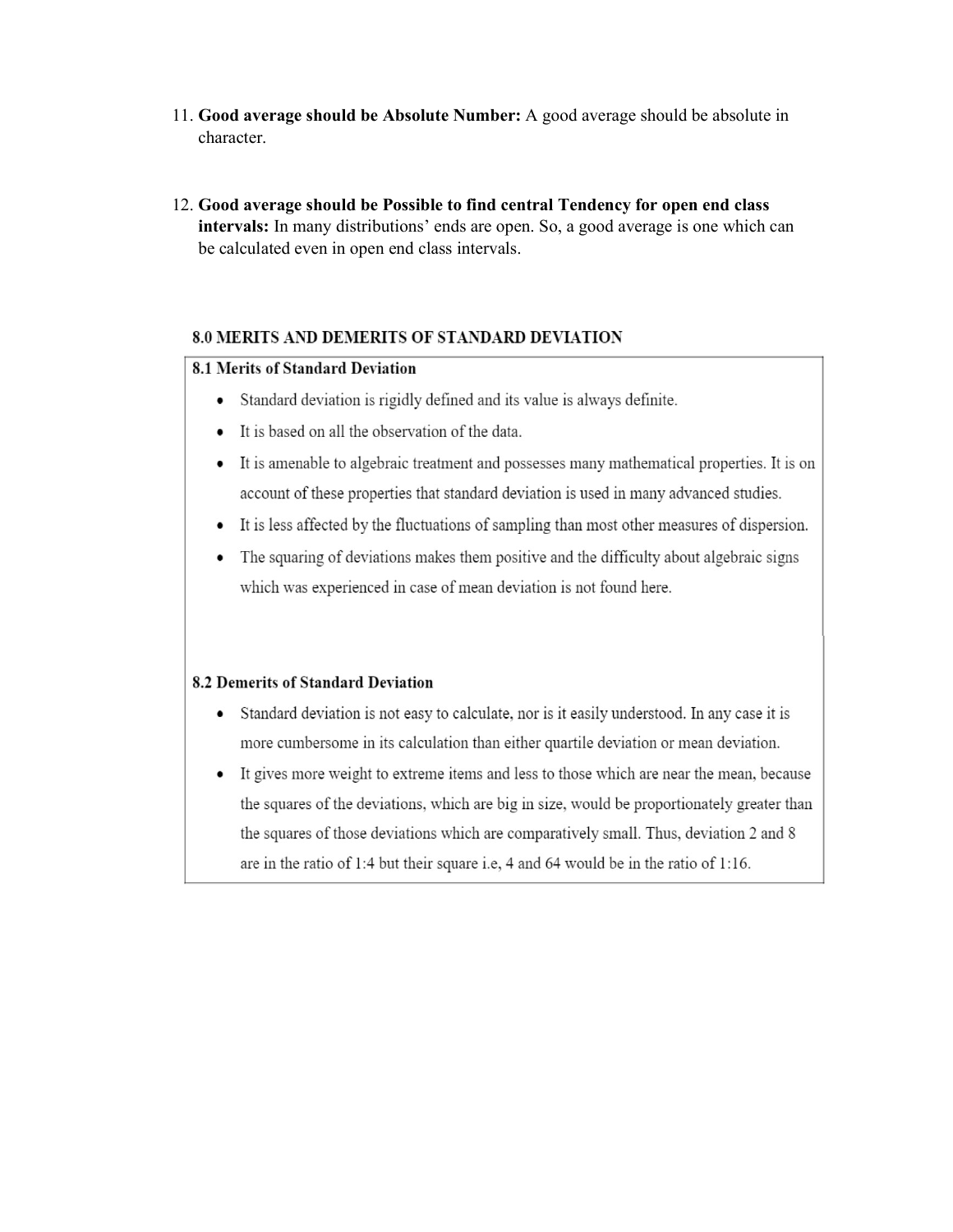11. **Good average should be Absolute Number:** A good average should be absolute in character.

12. **Good average should be Possible to find central Tendency for open end class intervals:** In many distributions' ends are open. So, a good average is one which can be calculated even in open end class intervals.

## 8.0 MERITS AND DEMERITS OF STANDARD DEVIATION

### 8.1 Merits of Standard Deviation

- Standard deviation is rigidly defined and its value is always definite.
- It is based on all the observation of the data.
- It is amenable to algebraic treatment and possesses many mathematical properties. It is on account of these properties that standard deviation is used in many advanced studies.
- It is less affected by the fluctuations of sampling than most other measures of dispersion.
- The squaring of deviations makes them positive and the difficulty about algebraic signs which was experienced in case of mean deviation is not found here.

### 8.2 Demerits of Standard Deviation

- Standard deviation is not easy to calculate, nor is it easily understood. In any case it is more cumbersome in its calculation than either quartile deviation or mean deviation.
- It gives more weight to extreme items and less to those which are near the mean, because the squares of the deviations, which are big in size, would be proportionately greater than the squares of those deviations which are comparatively small. Thus, deviation 2 and 8 are in the ratio of 1:4 but their square i.e, 4 and 64 would be in the ratio of 1:16.